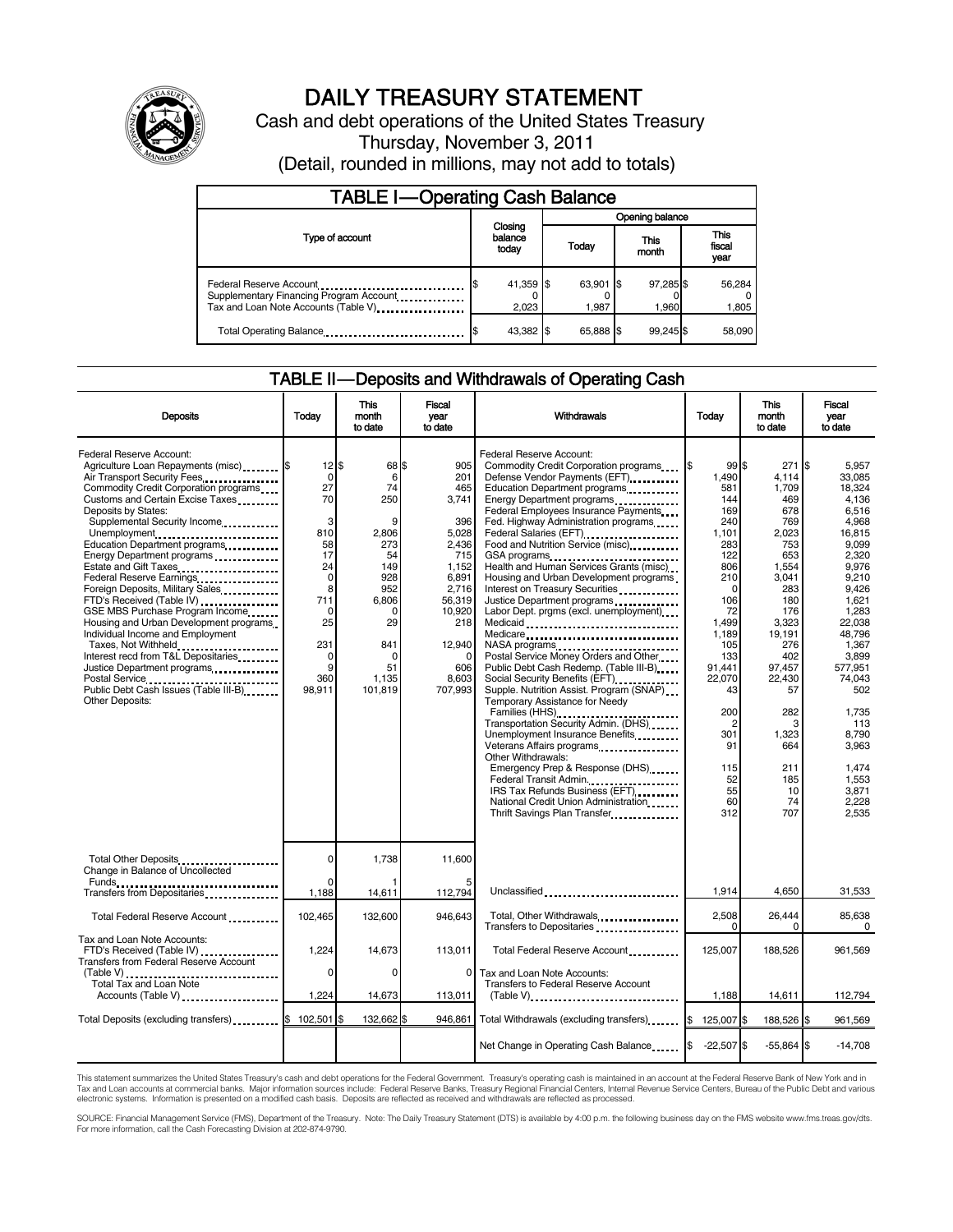# DAILY TREASURY STATEMENT

Cash and debt operations of the United States Treasury

Thursday, November 3, 2011

(Detail, rounded in millions, may not add to totals)

## TABLE I—Operating Cash Balance

| Type of account | Closing balance today | Opening balance Today | Opening balance This month | Opening balance This fiscal year |
|---|---|---|---|---|
| Federal Reserve Account | $ 41,359 | $ 63,901 | $ 97,285 | $ 56,284 |
| Supplementary Financing Program Account | 0 | 0 | 0 | 0 |
| Tax and Loan Note Accounts (Table V) | 2,023 | 1,987 | 1,960 | 1,805 |
| Total Operating Balance | $ 43,382 | $ 65,888 | $ 99,245 | $ 58,090 |

## TABLE II—Deposits and Withdrawals of Operating Cash

| Deposits | Today | This month to date | Fiscal year to date |
|---|---|---|---|
| Federal Reserve Account: | | | |
| Agriculture Loan Repayments (misc) | $ 12 | $ 68 | $ 905 |
| Air Transport Security Fees | 0 | 6 | 201 |
| Commodity Credit Corporation programs | 27 | 74 | 465 |
| Customs and Certain Excise Taxes | 70 | 250 | 3,741 |
| Deposits by States: | | | |
| Supplemental Security Income | 3 | 9 | 396 |
| Unemployment | 810 | 2,806 | 5,028 |
| Education Department programs | 58 | 273 | 2,436 |
| Energy Department programs | 17 | 54 | 715 |
| Estate and Gift Taxes | 24 | 149 | 1,152 |
| Federal Reserve Earnings | 0 | 928 | 6,891 |
| Foreign Deposits, Military Sales | 8 | 952 | 2,716 |
| FTD's Received (Table IV) | 711 | 6,806 | 56,319 |
| GSE MBS Purchase Program Income | 0 | 0 | 10,920 |
| Housing and Urban Development programs | 25 | 29 | 218 |
| Individual Income and Employment Taxes, Not Withheld | 231 | 841 | 12,940 |
| Interest recd from T&L Depositaries | 0 | 0 | 0 |
| Justice Department programs | 9 | 51 | 606 |
| Postal Service | 360 | 1,135 | 8,603 |
| Public Debt Cash Issues (Table III-B) | 98,911 | 101,819 | 707,993 |
| Other Deposits: | | | |
| Total Other Deposits | 0 | 1,738 | 11,600 |
| Change in Balance of Uncollected Funds | 0 | 1 | 5 |
| Transfers from Depositaries | 1,188 | 14,611 | 112,794 |
| Total Federal Reserve Account | 102,465 | 132,600 | 946,643 |
| Tax and Loan Note Accounts: | | | |
| FTD's Received (Table IV) | 1,224 | 14,673 | 113,011 |
| Transfers from Federal Reserve Account (Table V) | 0 | 0 | 0 |
| Total Tax and Loan Note Accounts (Table V) | 1,224 | 14,673 | 113,011 |
| Total Deposits (excluding transfers) | $ 102,501 | $ 132,662 | $ 946,861 |

| Withdrawals | Today | This month to date | Fiscal year to date |
|---|---|---|---|
| Federal Reserve Account: | | | |
| Commodity Credit Corporation programs | $ 99 | $ 271 | $ 5,957 |
| Defense Vendor Payments (EFT) | 1,490 | 4,114 | 33,085 |
| Education Department programs | 581 | 1,709 | 18,324 |
| Energy Department programs | 144 | 469 | 4,136 |
| Federal Employees Insurance Payments | 169 | 678 | 6,516 |
| Fed. Highway Administration programs | 240 | 769 | 4,968 |
| Federal Salaries (EFT) | 1,101 | 2,023 | 16,815 |
| Food and Nutrition Service (misc) | 283 | 753 | 9,099 |
| GSA programs | 122 | 653 | 2,320 |
| Health and Human Services Grants (misc) | 806 | 1,554 | 9,976 |
| Housing and Urban Development programs | 210 | 3,041 | 9,210 |
| Interest on Treasury Securities | 0 | 283 | 9,426 |
| Justice Department programs | 106 | 180 | 1,621 |
| Labor Dept. prgms (excl. unemployment) | 72 | 176 | 1,283 |
| Medicaid | 1,499 | 3,323 | 22,038 |
| Medicare | 1,189 | 19,191 | 48,796 |
| NASA programs | 105 | 276 | 1,367 |
| Postal Service Money Orders and Other | 133 | 402 | 3,899 |
| Public Debt Cash Redemp. (Table III-B) | 91,441 | 97,457 | 577,951 |
| Social Security Benefits (EFT) | 22,070 | 22,430 | 74,043 |
| Supple. Nutrition Assist. Program (SNAP) | 43 | 57 | 502 |
| Temporary Assistance for Needy Families (HHS) | 200 | 282 | 1,735 |
| Transportation Security Admin. (DHS) | 2 | 3 | 113 |
| Unemployment Insurance Benefits | 301 | 1,323 | 8,790 |
| Veterans Affairs programs | 91 | 664 | 3,963 |
| Other Withdrawals: | | | |
| Emergency Prep & Response (DHS) | 115 | 211 | 1,474 |
| Federal Transit Admin. | 52 | 185 | 1,553 |
| IRS Tax Refunds Business (EFT) | 55 | 10 | 3,871 |
| National Credit Union Administration | 60 | 74 | 2,228 |
| Thrift Savings Plan Transfer | 312 | 707 | 2,535 |
| Unclassified | 1,914 | 4,650 | 31,533 |
| Total, Other Withdrawals | 2,508 | 26,444 | 85,638 |
| Transfers to Depositaries | 0 | 0 | 0 |
| Total Federal Reserve Account | 125,007 | 188,526 | 961,569 |
| Tax and Loan Note Accounts: | | | |
| Transfers to Federal Reserve Account (Table V) | 1,188 | 14,611 | 112,794 |
| Total Withdrawals (excluding transfers) | $ 125,007 | $ 188,526 | $ 961,569 |
| Net Change in Operating Cash Balance | $ -22,507 | $ -55,864 | $ -14,708 |

This statement summarizes the United States Treasury's cash and debt operations for the Federal Government. Treasury's operating cash is maintained in an account at the Federal Reserve Bank of New York and in Tax and Loan accounts at commercial banks. Major information sources include: Federal Reserve Banks, Treasury Regional Financial Centers, Internal Revenue Service Centers, Bureau of the Public Debt and various electronic systems. Information is presented on a modified cash basis. Deposits are reflected as received and withdrawals are reflected as processed.

SOURCE: Financial Management Service (FMS), Department of the Treasury. Note: The Daily Treasury Statement (DTS) is available by 4:00 p.m. the following business day on the FMS website www.fms.treas.gov/dts. For more information, call the Cash Forecasting Division at 202-874-9790.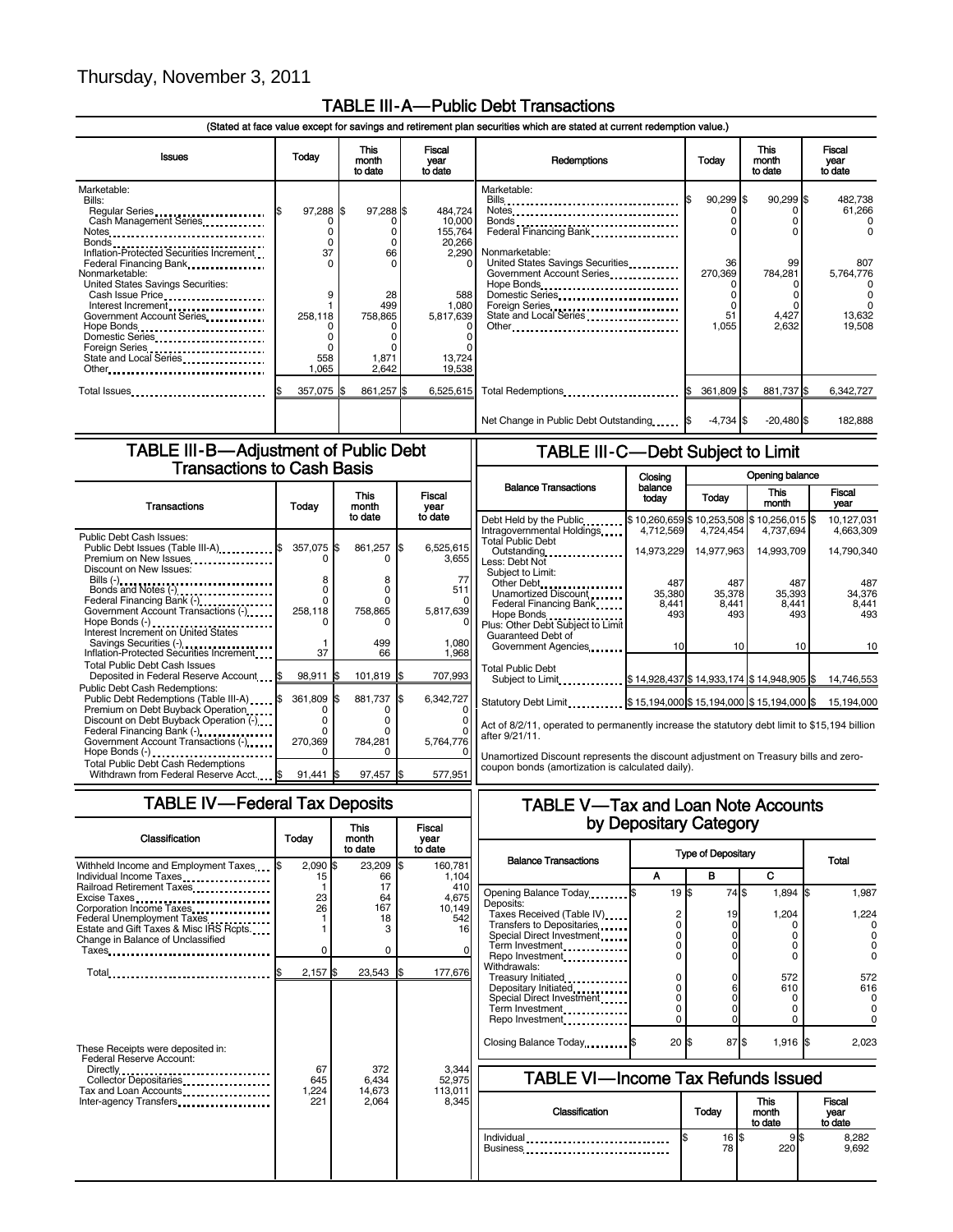Thursday, November 3, 2011

## TABLE III-A—Public Debt Transactions

(Stated at face value except for savings and retirement plan securities which are stated at current redemption value.)

| Issues | Today | This month to date | Fiscal year to date |
|---|---|---|---|
| Marketable: | | | |
| Bills: | | | |
| Regular Series | $ 97,288 | $ 97,288 | $ 484,724 |
| Cash Management Series | 0 | 0 | 10,000 |
| Notes | 0 | 0 | 155,764 |
| Bonds | 0 | 0 | 20,266 |
| Inflation-Protected Securities Increment | 37 | 66 | 2,290 |
| Federal Financing Bank | 0 | 0 | 0 |
| Nonmarketable: | | | |
| United States Savings Securities: | | | |
| Cash Issue Price | 9 | 28 | 588 |
| Interest Increment | 1 | 499 | 1,080 |
| Government Account Series | 258,118 | 758,865 | 5,817,639 |
| Hope Bonds | 0 | 0 | 0 |
| Domestic Series | 0 | 0 | 0 |
| Foreign Series | 0 | 0 | 0 |
| State and Local Series | 558 | 1,871 | 13,724 |
| Other | 1,065 | 2,642 | 19,538 |
| Total Issues | $ 357,075 | $ 861,257 | $ 6,525,615 |

| Redemptions | Today | This month to date | Fiscal year to date |
|---|---|---|---|
| Marketable: | | | |
| Bills | $ 90,299 | $ 90,299 | $ 482,738 |
| Notes | 0 | 0 | 61,266 |
| Bonds | 0 | 0 | 0 |
| Federal Financing Bank | 0 | 0 | 0 |
| Nonmarketable: | | | |
| United States Savings Securities | 36 | 99 | 807 |
| Government Account Series | 270,369 | 784,281 | 5,764,776 |
| Hope Bonds | 0 | 0 | 0 |
| Domestic Series | 0 | 0 | 0 |
| Foreign Series | 0 | 0 | 0 |
| State and Local Series | 51 | 4,427 | 13,632 |
| Other | 1,055 | 2,632 | 19,508 |
| Total Redemptions | $ 361,809 | $ 881,737 | $ 6,342,727 |
| Net Change in Public Debt Outstanding | $ -4,734 | $ -20,480 | $ 182,888 |

## TABLE III-B—Adjustment of Public Debt Transactions to Cash Basis

| Transactions | Today | This month to date | Fiscal year to date |
|---|---|---|---|
| Public Debt Cash Issues: | | | |
| Public Debt Issues (Table III-A) | $ 357,075 | $ 861,257 | $ 6,525,615 |
| Premium on New Issues | 0 | 0 | 3,655 |
| Discount on New Issues: | | | |
| Bills (-) | 8 | 8 | 77 |
| Bonds and Notes (-) | 0 | 0 | 511 |
| Federal Financing Bank (-) | 0 | 0 | 0 |
| Government Account Transactions (-) | 258,118 | 758,865 | 5,817,639 |
| Hope Bonds (-) | 0 | 0 | 0 |
| Interest Increment on United States Savings Securities (-) | 1 | 499 | 1,080 |
| Inflation-Protected Securities Increment | 37 | 66 | 1,968 |
| Total Public Debt Cash Issues Deposited in Federal Reserve Account | $ 98,911 | $ 101,819 | $ 707,993 |
| Public Debt Cash Redemptions: | | | |
| Public Debt Redemptions (Table III-A) | $ 361,809 | $ 881,737 | $ 6,342,727 |
| Premium on Debt Buyback Operation | 0 | 0 | 0 |
| Discount on Debt Buyback Operation (-) | 0 | 0 | 0 |
| Federal Financing Bank (-) | 0 | 0 | 0 |
| Government Account Transactions (-) | 270,369 | 784,281 | 5,764,776 |
| Hope Bonds (-) | 0 | 0 | 0 |
| Total Public Debt Cash Redemptions Withdrawn from Federal Reserve Acct. | $ 91,441 | $ 97,457 | $ 577,951 |

## TABLE III-C—Debt Subject to Limit

| Balance Transactions | Closing balance today | Opening balance | | |
|---|---|---|---|---|
| | | Today | This month | Fiscal year |
| Debt Held by the Public | $ 10,260,659 | $ 10,253,508 | $ 10,256,015 | $ 10,127,031 |
| Intragovernmental Holdings | 4,712,569 | 4,724,454 | 4,737,694 | 4,663,309 |
| Total Public Debt Outstanding | 14,973,229 | 14,977,963 | 14,993,709 | 14,790,340 |
| Less: Debt Not Subject to Limit: | | | | |
| Other Debt | 487 | 487 | 487 | 487 |
| Unamortized Discount | 35,380 | 35,378 | 35,393 | 34,376 |
| Federal Financing Bank | 8,441 | 8,441 | 8,441 | 8,441 |
| Hope Bonds | 493 | 493 | 493 | 493 |
| Plus: Other Debt Subject to Limit | | | | |
| Guaranteed Debt of Government Agencies | 10 | 10 | 10 | 10 |
| Total Public Debt Subject to Limit | $ 14,928,437 | $ 14,933,174 | $ 14,948,905 | $ 14,746,553 |
| Statutory Debt Limit | $ 15,194,000 | $ 15,194,000 | $ 15,194,000 | $ 15,194,000 |

Act of 8/2/11, operated to permanently increase the statutory debt limit to $15,194 billion after 9/21/11.

Unamortized Discount represents the discount adjustment on Treasury bills and zero-coupon bonds (amortization is calculated daily).

## TABLE IV—Federal Tax Deposits

| Classification | Today | This month to date | Fiscal year to date |
|---|---|---|---|
| Withheld Income and Employment Taxes | $ 2,090 | $ 23,209 | $ 160,781 |
| Individual Income Taxes | 15 | 66 | 1,104 |
| Railroad Retirement Taxes | 1 | 17 | 410 |
| Excise Taxes | 23 | 64 | 4,675 |
| Corporation Income Taxes | 26 | 167 | 10,149 |
| Federal Unemployment Taxes | 1 | 18 | 542 |
| Estate and Gift Taxes & Misc IRS Rcpts. | 1 | 3 | 16 |
| Change in Balance of Unclassified Taxes | 0 | 0 | 0 |
| Total | $ 2,157 | $ 23,543 | $ 177,676 |
| These Receipts were deposited in: | | | |
| Federal Reserve Account: | | | |
| Directly | 67 | 372 | 3,344 |
| Collector Depositaries | 645 | 6,434 | 52,975 |
| Tax and Loan Accounts | 1,224 | 14,673 | 113,011 |
| Inter-agency Transfers | 221 | 2,064 | 8,345 |

## TABLE V—Tax and Loan Note Accounts by Depositary Category

| Balance Transactions | Type of Depositary | | | Total |
|---|---|---|---|---|
| | A | B | C | |
| Opening Balance Today | $ 19 | $ 74 | $ 1,894 | $ 1,987 |
| Deposits: | | | | |
| Taxes Received (Table IV) | 2 | 19 | 1,204 | 1,224 |
| Transfers to Depositaries | 0 | 0 | 0 | 0 |
| Special Direct Investment | 0 | 0 | 0 | 0 |
| Term Investment | 0 | 0 | 0 | 0 |
| Repo Investment | 0 | 0 | 0 | 0 |
| Withdrawals: | | | | |
| Treasury Initiated | 0 | 0 | 572 | 572 |
| Depositary Initiated | 0 | 6 | 610 | 616 |
| Special Direct Investment | 0 | 0 | 0 | 0 |
| Term Investment | 0 | 0 | 0 | 0 |
| Repo Investment | 0 | 0 | 0 | 0 |
| Closing Balance Today | $ 20 | $ 87 | $ 1,916 | $ 2,023 |

## TABLE VI—Income Tax Refunds Issued

| Classification | Today | This month to date | Fiscal year to date |
|---|---|---|---|
| Individual | $ 16 | $ 9 | $ 8,282 |
| Business | 78 | 220 | 9,692 |